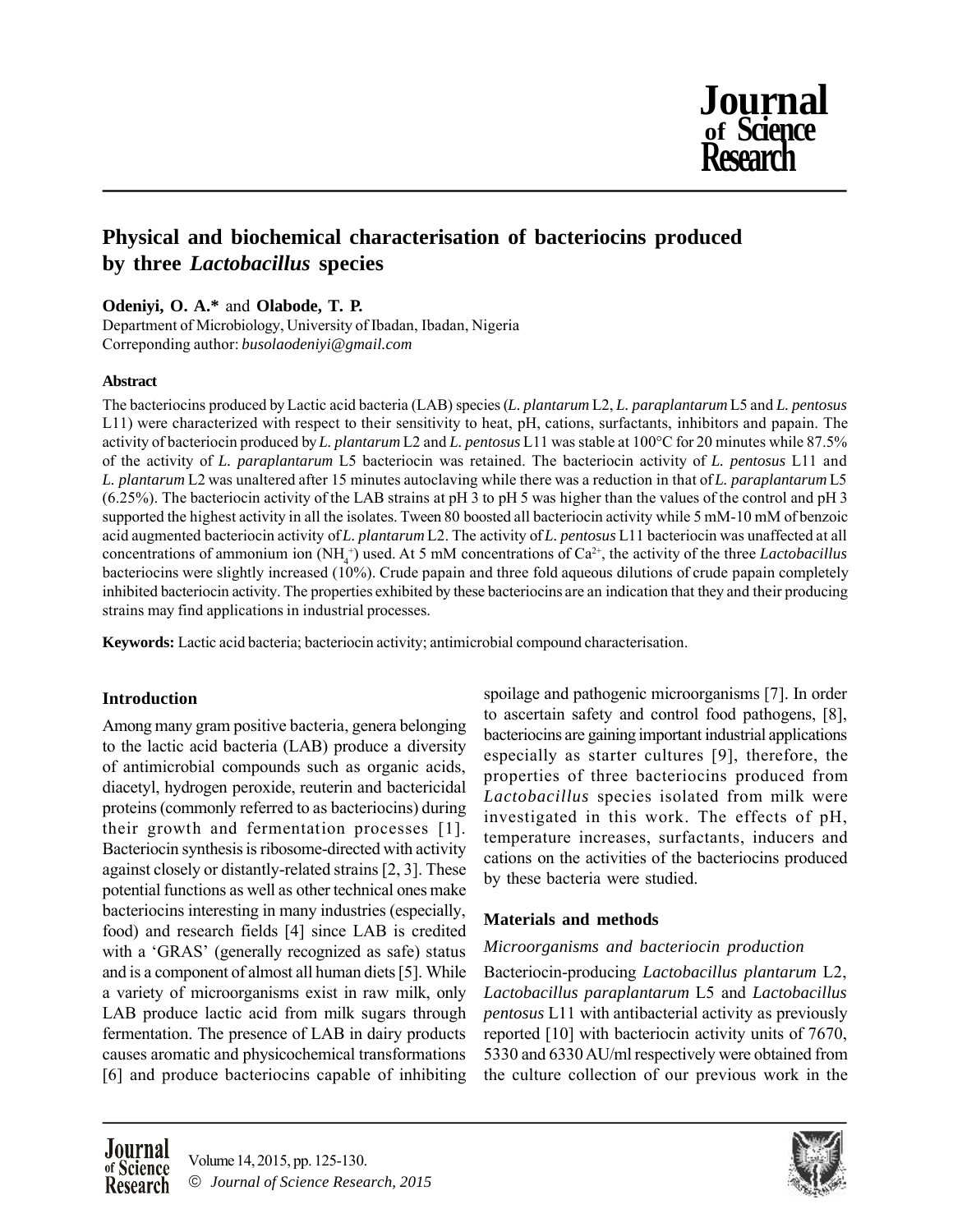# Physical and biochemical characterisation of bacteriocins produced by three *Lactobacillus* species

**Odeniyi, O. A.*** and **Olabode, T. P.**

Department of Microbiology, University of Ibadan, Ibadan, Nigeria

Correponding author: *busolaodeniyi@gmail.com*

#### Abstract

The bacteriocins produced by Lactic acid bacteria (LAB) species (*L. plantarum* L2, *L. paraplantarum* L5 and *L. pentosus* L11) were characterized with respect to their sensitivity to heat, pH, cations, surfactants, inhibitors and papain. The activity of bacteriocin produced by *L. plantarum* L2 and *L. pentosus* L11 was stable at 100°C for 20 minutes while 87.5% of the activity of *L. paraplantarum* L5 bacteriocin was retained. The bacteriocin activity of *L. pentosus* L11 and *L. plantarum* L2 was unaltered after 15 minutes autoclaving while there was a reduction in that of *L. paraplantarum* L5 (6.25%). The bacteriocin activity of the LAB strains at pH 3 to pH 5 was higher than the values of the control and pH 3 supported the highest activity in all the isolates. Tween 80 boosted all bacteriocin activity while 5 mM-10 mM of benzoic acid augmented bacteriocin activity of *L. plantarum* L2. The activity of *L. pentosus* L11 bacteriocin was unaffected at all concentrations of ammonium ion ($NH_4^+$) used. At 5 mM concentrations of $Ca^{2+}$, the activity of the three *Lactobacillus* bacteriocins were slightly increased (10%). Crude papain and three fold aqueous dilutions of crude papain completely inhibited bacteriocin activity. The properties exhibited by these bacteriocins are an indication that they and their producing strains may find applications in industrial processes.

**Keywords:** Lactic acid bacteria; bacteriocin activity; antimicrobial compound characterisation.

## Introduction

Among many gram positive bacteria, genera belonging to the lactic acid bacteria (LAB) produce a diversity of antimicrobial compounds such as organic acids, diacetyl, hydrogen peroxide, reuterin and bactericidal proteins (commonly referred to as bacteriocins) during their growth and fermentation processes [1]. Bacteriocin synthesis is ribosome-directed with activity against closely or distantly-related strains [2, 3]. These potential functions as well as other technical ones make bacteriocins interesting in many industries (especially, food) and research fields [4] since LAB is credited with a 'GRAS' (generally recognized as safe) status and is a component of almost all human diets [5]. While a variety of microorganisms exist in raw milk, only LAB produce lactic acid from milk sugars through fermentation. The presence of LAB in dairy products causes aromatic and physicochemical transformations [6] and produce bacteriocins capable of inhibiting spoilage and pathogenic microorganisms [7]. In order to ascertain safety and control food pathogens, [8], bacteriocins are gaining important industrial applications especially as starter cultures [9], therefore, the properties of three bacteriocins produced from *Lactobacillus* species isolated from milk were investigated in this work. The effects of pH, temperature increases, surfactants, inducers and cations on the activities of the bacteriocins produced by these bacteria were studied.

## Materials and methods

### *Microorganisms and bacteriocin production*

Bacteriocin-producing *Lactobacillus plantarum* L2, *Lactobacillus paraplantarum* L5 and *Lactobacillus pentosus* L11 with antibacterial activity as previously reported [10] with bacteriocin activity units of 7670, 5330 and 6330 AU/ml respectively were obtained from the culture collection of our previous work in the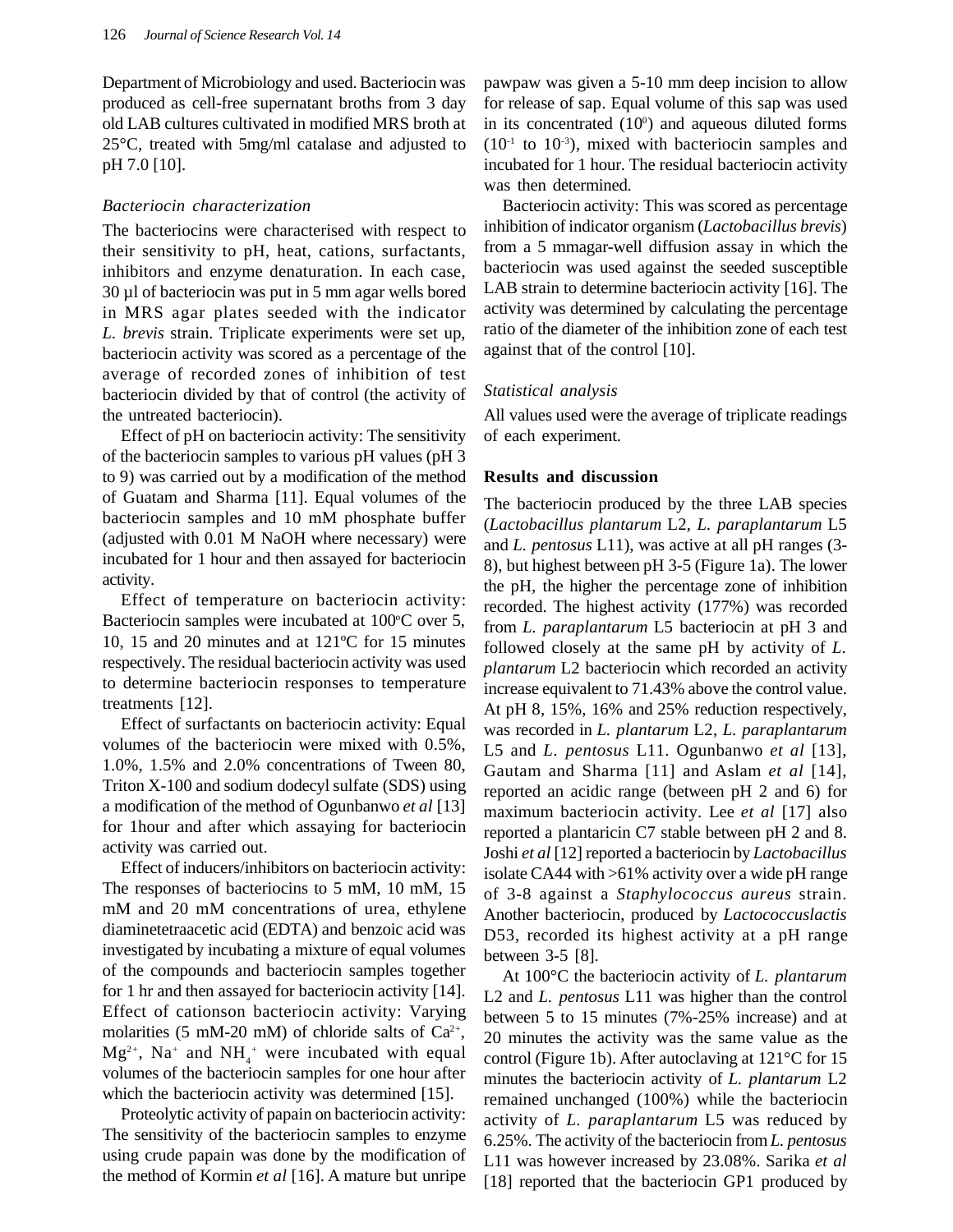Department of Microbiology and used. Bacteriocin was produced as cell-free supernatant broths from 3 day old LAB cultures cultivated in modified MRS broth at 25°C, treated with 5mg/ml catalase and adjusted to pH 7.0 [10].

### *Bacteriocin characterization*

The bacteriocins were characterised with respect to their sensitivity to pH, heat, cations, surfactants, inhibitors and enzyme denaturation. In each case, 30 µl of bacteriocin was put in 5 mm agar wells bored in MRS agar plates seeded with the indicator *L. brevis* strain. Triplicate experiments were set up, bacteriocin activity was scored as a percentage of the average of recorded zones of inhibition of test bacteriocin divided by that of control (the activity of the untreated bacteriocin).

Effect of pH on bacteriocin activity: The sensitivity of the bacteriocin samples to various pH values (pH 3 to 9) was carried out by a modification of the method of Guatam and Sharma [11]. Equal volumes of the bacteriocin samples and 10 mM phosphate buffer (adjusted with 0.01 M NaOH where necessary) were incubated for 1 hour and then assayed for bacteriocin activity.

Effect of temperature on bacteriocin activity: Bacteriocin samples were incubated at 100°C over 5, 10, 15 and 20 minutes and at 121ºC for 15 minutes respectively. The residual bacteriocin activity was used to determine bacteriocin responses to temperature treatments [12].

Effect of surfactants on bacteriocin activity: Equal volumes of the bacteriocin were mixed with 0.5%, 1.0%, 1.5% and 2.0% concentrations of Tween 80, Triton X-100 and sodium dodecyl sulfate (SDS) using a modification of the method of Ogunbanwo *et al* [13] for 1hour and after which assaying for bacteriocin activity was carried out.

Effect of inducers/inhibitors on bacteriocin activity: The responses of bacteriocins to 5 mM, 10 mM, 15 mM and 20 mM concentrations of urea, ethylene diaminetetraacetic acid (EDTA) and benzoic acid was investigated by incubating a mixture of equal volumes of the compounds and bacteriocin samples together for 1 hr and then assayed for bacteriocin activity [14]. Effect of cationson bacteriocin activity: Varying molarities (5 mM-20 mM) of chloride salts of $Ca^{2+}$, $Mg^{2+}$, $Na^{+}$ and $NH_4^{+}$ were incubated with equal volumes of the bacteriocin samples for one hour after which the bacteriocin activity was determined [15].

Proteolytic activity of papain on bacteriocin activity: The sensitivity of the bacteriocin samples to enzyme using crude papain was done by the modification of the method of Kormin *et al* [16]. A mature but unripe pawpaw was given a 5-10 mm deep incision to allow for release of sap. Equal volume of this sap was used in its concentrated ($10^0$) and aqueous diluted forms ($10^{-1}$ to $10^{-3}$), mixed with bacteriocin samples and incubated for 1 hour. The residual bacteriocin activity was then determined.

Bacteriocin activity: This was scored as percentage inhibition of indicator organism (*Lactobacillus brevis*) from a 5 mmagar-well diffusion assay in which the bacteriocin was used against the seeded susceptible LAB strain to determine bacteriocin activity [16]. The activity was determined by calculating the percentage ratio of the diameter of the inhibition zone of each test against that of the control [10].

### *Statistical analysis*

All values used were the average of triplicate readings of each experiment.

## Results and discussion

The bacteriocin produced by the three LAB species (*Lactobacillus plantarum* L2, *L. paraplantarum* L5 and *L. pentosus* L11), was active at all pH ranges (3-8), but highest between pH 3-5 (Figure 1a). The lower the pH, the higher the percentage zone of inhibition recorded. The highest activity (177%) was recorded from *L. paraplantarum* L5 bacteriocin at pH 3 and followed closely at the same pH by activity of *L. plantarum* L2 bacteriocin which recorded an activity increase equivalent to 71.43% above the control value. At pH 8, 15%, 16% and 25% reduction respectively, was recorded in *L. plantarum* L2, *L. paraplantarum* L5 and *L. pentosus* L11. Ogunbanwo *et al* [13], Gautam and Sharma [11] and Aslam *et al* [14], reported an acidic range (between pH 2 and 6) for maximum bacteriocin activity. Lee *et al* [17] also reported a plantaricin C7 stable between pH 2 and 8. Joshi *et al* [12] reported a bacteriocin by *Lactobacillus* isolate CA44 with >61% activity over a wide pH range of 3-8 against a *Staphylococcus aureus* strain. Another bacteriocin, produced by *Lactococcuslactis* D53, recorded its highest activity at a pH range between 3-5 [8].

At 100°C the bacteriocin activity of *L. plantarum* L2 and *L. pentosus* L11 was higher than the control between 5 to 15 minutes (7%-25% increase) and at 20 minutes the activity was the same value as the control (Figure 1b). After autoclaving at 121°C for 15 minutes the bacteriocin activity of *L. plantarum* L2 remained unchanged (100%) while the bacteriocin activity of *L. paraplantarum* L5 was reduced by 6.25%. The activity of the bacteriocin from *L. pentosus* L11 was however increased by 23.08%. Sarika *et al* [18] reported that the bacteriocin GP1 produced by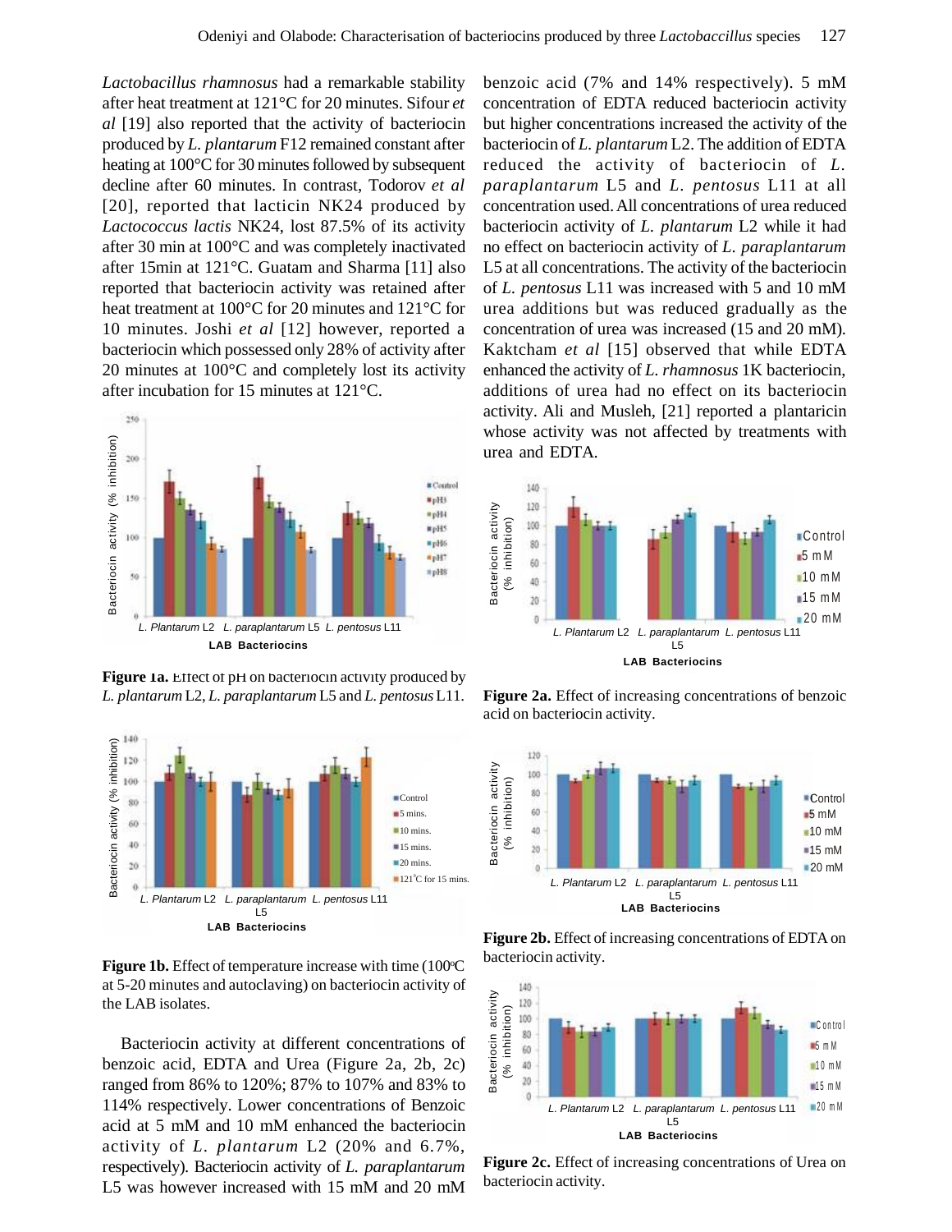*Lactobacillus rhamnosus* had a remarkable stability after heat treatment at 121°C for 20 minutes. Sifour *et al* [19] also reported that the activity of bacteriocin produced by *L. plantarum* F12 remained constant after heating at 100°C for 30 minutes followed by subsequent decline after 60 minutes. In contrast, Todorov *et al* [20], reported that lacticin NK24 produced by *Lactococcus lactis* NK24, lost 87.5% of its activity after 30 min at 100°C and was completely inactivated after 15min at 121°C. Guatam and Sharma [11] also reported that bacteriocin activity was retained after heat treatment at 100°C for 20 minutes and 121°C for 10 minutes. Joshi *et al* [12] however, reported a bacteriocin which possessed only 28% of activity after 20 minutes at 100°C and completely lost its activity after incubation for 15 minutes at 121°C.

**Figure 1a.** Effect of pH on bacteriocin activity produced by *L. plantarum* L2, *L. paraplantarum* L5 and *L. pentosus* L11.

**Figure 1b.** Effect of temperature increase with time (100°C at 5-20 minutes and autoclaving) on bacteriocin activity of the LAB isolates.

Bacteriocin activity at different concentrations of benzoic acid, EDTA and Urea (Figure 2a, 2b, 2c) ranged from 86% to 120%; 87% to 107% and 83% to 114% respectively. Lower concentrations of Benzoic acid at 5 mM and 10 mM enhanced the bacteriocin activity of *L. plantarum* L2 (20% and 6.7%, respectively). Bacteriocin activity of *L. paraplantarum* L5 was however increased with 15 mM and 20 mM benzoic acid (7% and 14% respectively). 5 mM concentration of EDTA reduced bacteriocin activity but higher concentrations increased the activity of the bacteriocin of *L. plantarum* L2. The addition of EDTA reduced the activity of bacteriocin of *L. paraplantarum* L5 and *L. pentosus* L11 at all concentration used. All concentrations of urea reduced bacteriocin activity of *L. plantarum* L2 while it had no effect on bacteriocin activity of *L. paraplantarum* L5 at all concentrations. The activity of the bacteriocin of *L. pentosus* L11 was increased with 5 and 10 mM urea additions but was reduced gradually as the concentration of urea was increased (15 and 20 mM). Kaktcham *et al* [15] observed that while EDTA enhanced the activity of *L. rhamnosus* 1K bacteriocin, additions of urea had no effect on its bacteriocin activity. Ali and Musleh, [21] reported a plantaricin whose activity was not affected by treatments with urea and EDTA.

**Figure 2a.** Effect of increasing concentrations of benzoic acid on bacteriocin activity.

**Figure 2b.** Effect of increasing concentrations of EDTA on bacteriocin activity.

**Figure 2c.** Effect of increasing concentrations of Urea on bacteriocin activity.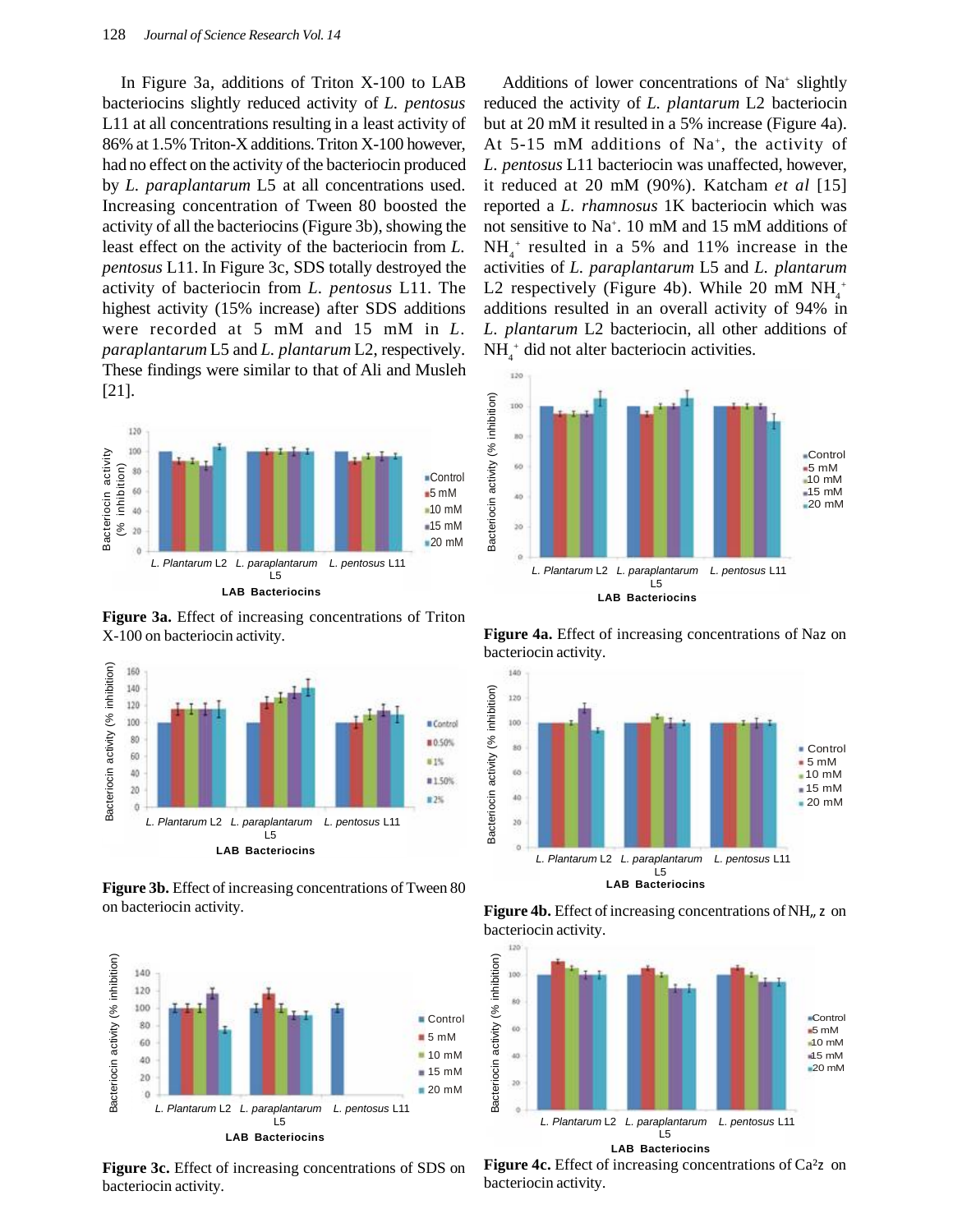In Figure 3a, additions of Triton X-100 to LAB bacteriocins slightly reduced activity of *L. pentosus* L11 at all concentrations resulting in a least activity of 86% at 1.5% Triton-X additions. Triton X-100 however, had no effect on the activity of the bacteriocin produced by *L. paraplantarum* L5 at all concentrations used. Increasing concentration of Tween 80 boosted the activity of all the bacteriocins (Figure 3b), showing the least effect on the activity of the bacteriocin from *L. pentosus* L11. In Figure 3c, SDS totally destroyed the activity of bacteriocin from *L. pentosus* L11. The highest activity (15% increase) after SDS additions were recorded at 5 mM and 15 mM in *L. paraplantarum* L5 and *L. plantarum* L2, respectively. These findings were similar to that of Ali and Musleh [21].

**Figure 3a.** Effect of increasing concentrations of Triton X-100 on bacteriocin activity.

**Figure 3b.** Effect of increasing concentrations of Tween 80 on bacteriocin activity.

**Figure 3c.** Effect of increasing concentrations of SDS on bacteriocin activity.

Additions of lower concentrations of $Na^{+}$ slightly reduced the activity of *L. plantarum* L2 bacteriocin but at 20 mM it resulted in a 5% increase (Figure 4a). At 5-15 mM additions of $Na^{+}$, the activity of *L. pentosus* L11 bacteriocin was unaffected, however, it reduced at 20 mM (90%). Katcham *et al* [15] reported a *L. rhamnosus* 1K bacteriocin which was not sensitive to $Na^{+}$. 10 mM and 15 mM additions of $NH_4^{+}$ resulted in a 5% and 11% increase in the activities of *L. paraplantarum* L5 and *L. plantarum* L2 respectively (Figure 4b). While 20 mM $NH_4^{+}$ additions resulted in an overall activity of 94% in *L. plantarum* L2 bacteriocin, all other additions of $NH_4^{+}$ did not alter bacteriocin activities.

**Figure 4a.** Effect of increasing concentrations of Naz on bacteriocin activity.

**Figure 4b.** Effect of increasing concentrations of NH„ z on bacteriocin activity.

**Figure 4c.** Effect of increasing concentrations of Ca²z on bacteriocin activity.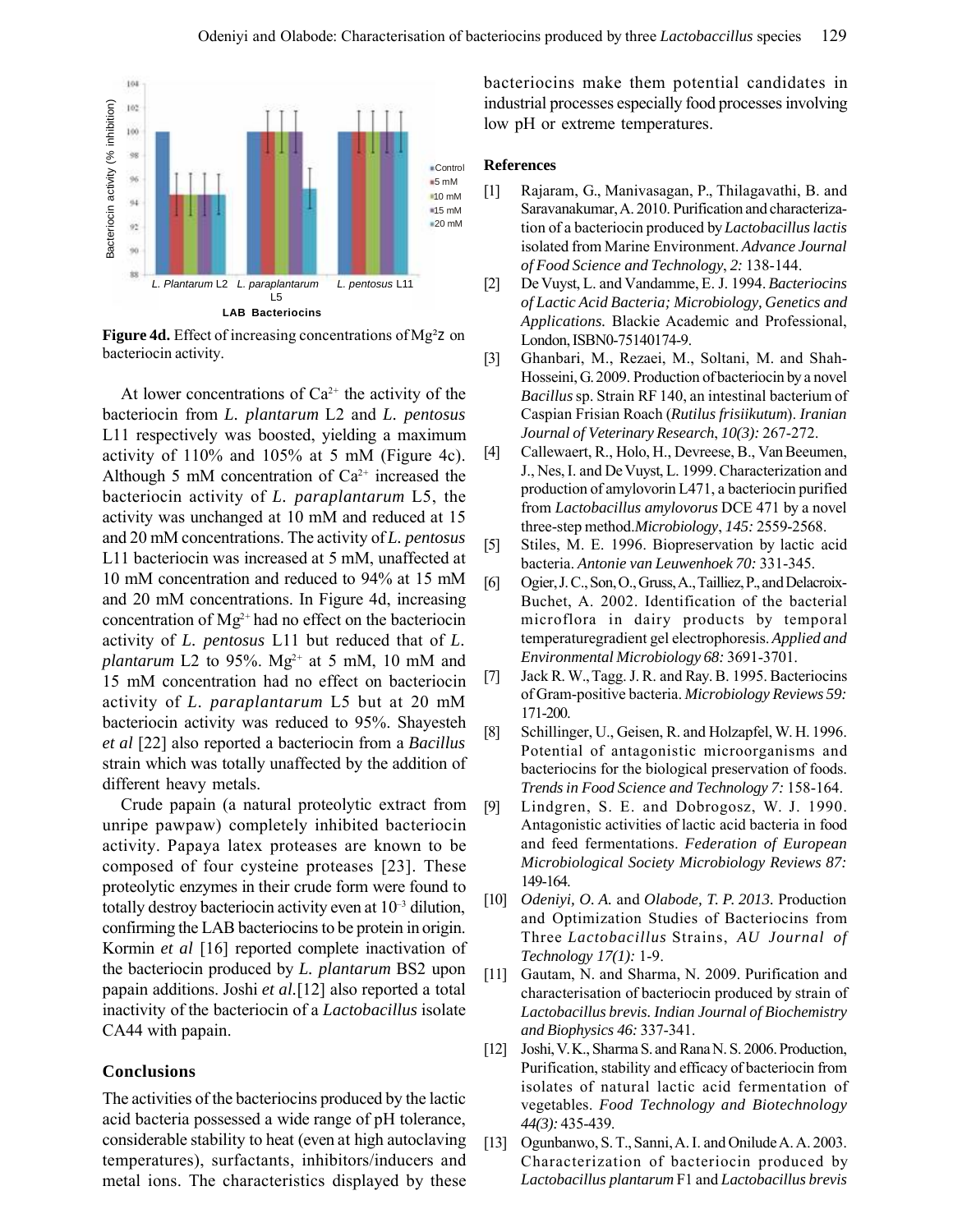Figure 4d. Effect of increasing concentrations of $Mg^{2+}$ on bacteriocin activity.

At lower concentrations of $Ca^{2+}$ the activity of the bacteriocin from *L. plantarum* L2 and *L. pentosus* L11 respectively was boosted, yielding a maximum activity of 110% and 105% at 5 mM (Figure 4c). Although 5 mM concentration of $Ca^{2+}$ increased the bacteriocin activity of *L. paraplantarum* L5, the activity was unchanged at 10 mM and reduced at 15 and 20 mM concentrations. The activity of *L. pentosus* L11 bacteriocin was increased at 5 mM, unaffected at 10 mM concentration and reduced to 94% at 15 mM and 20 mM concentrations. In Figure 4d, increasing concentration of $Mg^{2+}$ had no effect on the bacteriocin activity of *L. pentosus* L11 but reduced that of *L. plantarum* L2 to 95%. $Mg^{2+}$ at 5 mM, 10 mM and 15 mM concentration had no effect on bacteriocin activity of *L. paraplantarum* L5 but at 20 mM bacteriocin activity was reduced to 95%. Shayesteh *et al* [22] also reported a bacteriocin from a *Bacillus* strain which was totally unaffected by the addition of different heavy metals.

Crude papain (a natural proteolytic extract from unripe pawpaw) completely inhibited bacteriocin activity. Papaya latex proteases are known to be composed of four cysteine proteases [23]. These proteolytic enzymes in their crude form were found to totally destroy bacteriocin activity even at $10^{-3}$ dilution, confirming the LAB bacteriocins to be protein in origin. Kormin *et al* [16] reported complete inactivation of the bacteriocin produced by *L. plantarum* BS2 upon papain additions. Joshi *et al.*[12] also reported a total inactivity of the bacteriocin of a *Lactobacillus* isolate CA44 with papain.

## Conclusions

The activities of the bacteriocins produced by the lactic acid bacteria possessed a wide range of pH tolerance, considerable stability to heat (even at high autoclaving temperatures), surfactants, inhibitors/inducers and metal ions. The characteristics displayed by these bacteriocins make them potential candidates in industrial processes especially food processes involving low pH or extreme temperatures.

## References

[1] Rajaram, G., Manivasagan, P., Thilagavathi, B. and Saravanakumar, A. 2010. Purification and characterization of a bacteriocin produced by *Lactobacillus lactis* isolated from Marine Environment. *Advance Journal of Food Science and Technology*, *2:* 138-144.

[2] De Vuyst, L. and Vandamme, E. J. 1994. *Bacteriocins of Lactic Acid Bacteria; Microbiology, Genetics and Applications.* Blackie Academic and Professional, London, ISBN0-75140174-9.

[3] Ghanbari, M., Rezaei, M., Soltani, M. and Shah-Hosseini, G. 2009. Production of bacteriocin by a novel *Bacillus* sp. Strain RF 140, an intestinal bacterium of Caspian Frisian Roach (*Rutilus frisiikutum*). *Iranian Journal of Veterinary Research*, *10(3):* 267-272.

[4] Callewaert, R., Holo, H., Devreese, B., Van Beeumen, J., Nes, I. and De Vuyst, L. 1999. Characterization and production of amylovorin L471, a bacteriocin purified from *Lactobacillus amylovorus* DCE 471 by a novel three-step method.*Microbiology*, *145:* 2559-2568.

[5] Stiles, M. E. 1996. Biopreservation by lactic acid bacteria. *Antonie van Leuwenhoek 70:* 331-345.

[6] Ogier, J. C., Son, O., Gruss, A., Tailliez, P., and Delacroix-Buchet, A. 2002. Identification of the bacterial microflora in dairy products by temporal temperaturegradient gel electrophoresis. *Applied and Environmental Microbiology 68:* 3691-3701.

[7] Jack R. W., Tagg. J. R. and Ray. B. 1995. Bacteriocins of Gram-positive bacteria. *Microbiology Reviews 59:* 171-200.

[8] Schillinger, U., Geisen, R. and Holzapfel, W. H. 1996. Potential of antagonistic microorganisms and bacteriocins for the biological preservation of foods. *Trends in Food Science and Technology 7:* 158-164.

[9] Lindgren, S. E. and Dobrogosz, W. J. 1990. Antagonistic activities of lactic acid bacteria in food and feed fermentations. *Federation of European Microbiological Society Microbiology Reviews 87:* 149-164.

[10] *Odeniyi, O. A.* and *Olabode, T. P. 2013.* Production and Optimization Studies of Bacteriocins from Three *Lactobacillus* Strains, *AU Journal of Technology 17(1):* 1-9.

[11] Gautam, N. and Sharma, N. 2009. Purification and characterisation of bacteriocin produced by strain of *Lactobacillus brevis. Indian Journal of Biochemistry and Biophysics 46:* 337-341.

[12] Joshi, V. K., Sharma S. and Rana N. S. 2006. Production, Purification, stability and efficacy of bacteriocin from isolates of natural lactic acid fermentation of vegetables. *Food Technology and Biotechnology 44(3):* 435-439.

[13] Ogunbanwo, S. T., Sanni, A. I. and Onilude A. A. 2003. Characterization of bacteriocin produced by *Lactobacillus plantarum* F1 and *Lactobacillus brevis*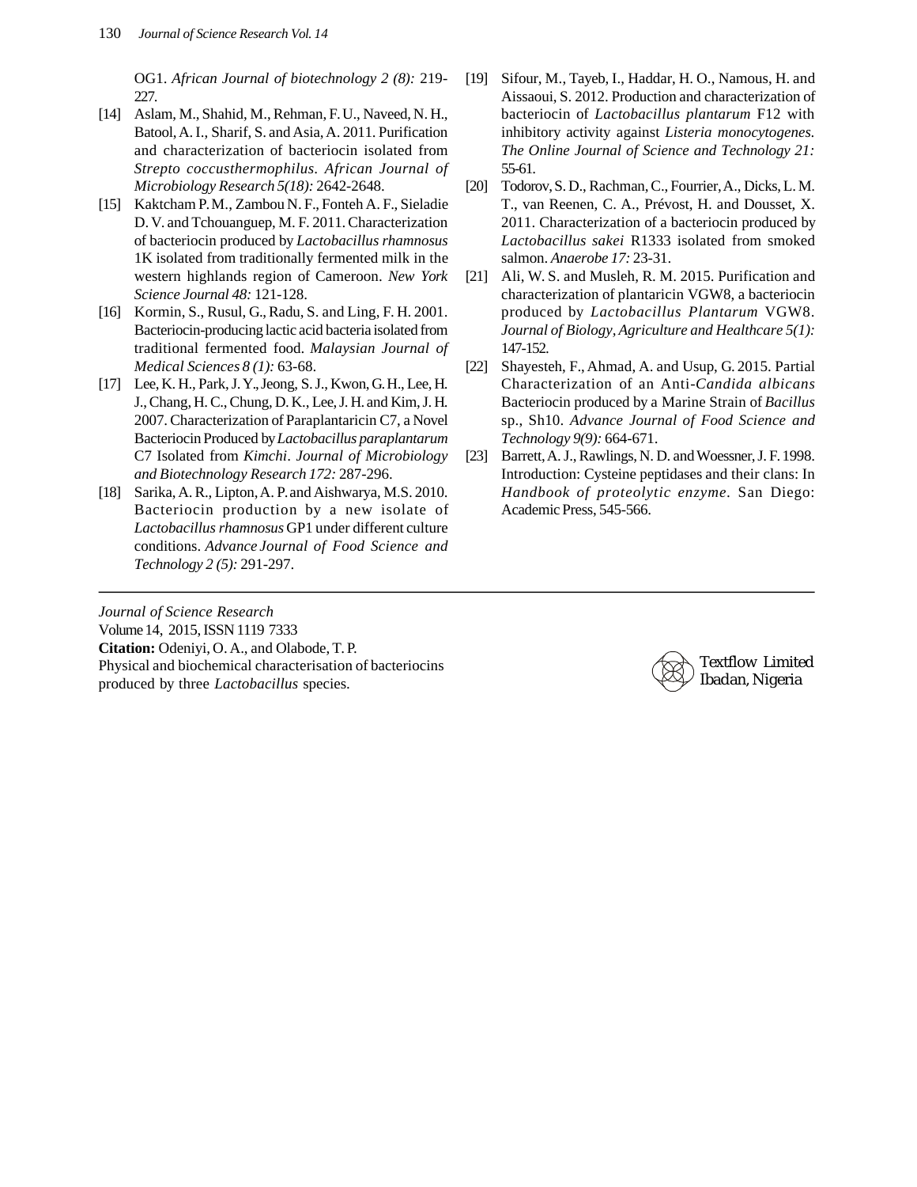OG1. *African Journal of biotechnology 2 (8):* 219-227.

[14] Aslam, M., Shahid, M., Rehman, F. U., Naveed, N. H., Batool, A. I., Sharif, S. and Asia, A. 2011. Purification and characterization of bacteriocin isolated from *Strepto coccusthermophilus*. *African Journal of Microbiology Research 5(18):* 2642-2648.

[15] Kaktcham P. M., Zambou N. F., Fonteh A. F., Sieladie D. V. and Tchouanguep, M. F. 2011. Characterization of bacteriocin produced by *Lactobacillus rhamnosus* 1K isolated from traditionally fermented milk in the western highlands region of Cameroon. *New York Science Journal 48:* 121-128.

[16] Kormin, S., Rusul, G., Radu, S. and Ling, F. H. 2001. Bacteriocin-producing lactic acid bacteria isolated from traditional fermented food. *Malaysian Journal of Medical Sciences 8 (1):* 63-68.

[17] Lee, K. H., Park, J. Y., Jeong, S. J., Kwon, G. H., Lee, H. J., Chang, H. C., Chung, D. K., Lee, J. H. and Kim, J. H. 2007. Characterization of Paraplantaricin C7, a Novel Bacteriocin Produced by *Lactobacillus paraplantarum* C7 Isolated from *Kimchi*. *Journal of Microbiology and Biotechnology Research 172:* 287-296.

[18] Sarika, A. R., Lipton, A. P. and Aishwarya, M.S. 2010. Bacteriocin production by a new isolate of *Lactobacillus rhamnosus* GP1 under different culture conditions. *Advance Journal of Food Science and Technology 2 (5):* 291-297.

[19] Sifour, M., Tayeb, I., Haddar, H. O., Namous, H. and Aissaoui, S. 2012. Production and characterization of bacteriocin of *Lactobacillus plantarum* F12 with inhibitory activity against *Listeria monocytogenes*. *The Online Journal of Science and Technology 21:* 55-61.

[20] Todorov, S. D., Rachman, C., Fourrier, A., Dicks, L. M. T., van Reenen, C. A., Prévost, H. and Dousset, X. 2011. Characterization of a bacteriocin produced by *Lactobacillus sakei* R1333 isolated from smoked salmon. *Anaerobe 17:* 23-31.

[21] Ali, W. S. and Musleh, R. M. 2015. Purification and characterization of plantaricin VGW8, a bacteriocin produced by *Lactobacillus Plantarum* VGW8. *Journal of Biology, Agriculture and Healthcare 5(1):* 147-152.

[22] Shayesteh, F., Ahmad, A. and Usup, G. 2015. Partial Characterization of an Anti-*Candida albicans* Bacteriocin produced by a Marine Strain of *Bacillus* sp., Sh10. *Advance Journal of Food Science and Technology 9(9):* 664-671.

[23] Barrett, A. J., Rawlings, N. D. and Woessner, J. F. 1998. Introduction: Cysteine peptidases and their clans: In *Handbook of proteolytic enzyme*. San Diego: Academic Press, 545-566.

---

*Journal of Science Research*
Volume 14, 2015, ISSN 1119 7333
**Citation:** Odeniyi, O. A., and Olabode, T. P.
Physical and biochemical characterisation of bacteriocins produced by three *Lactobacillus* species.

Textflow Limited
Ibadan, Nigeria